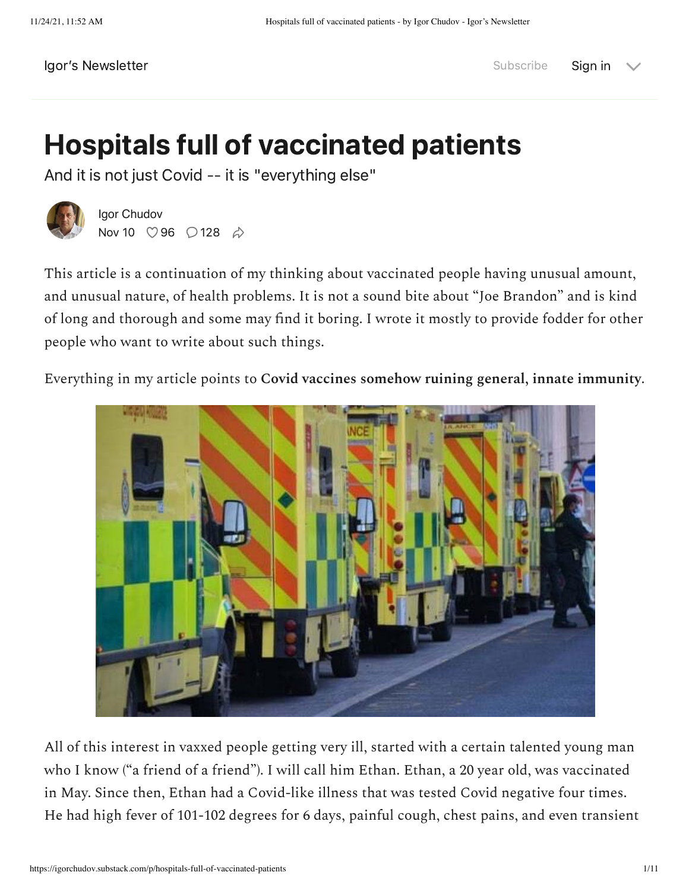Igor's Newsletter

# Hospitals full of vaccinated patients

And it is not just Covid -- it is "everything else"

Igor Chudov
Nov 10 ♡ 96 💬 128

This article is a continuation of my thinking about vaccinated people having unusual amount, and unusual nature, of health problems. It is not a sound bite about "Joe Brandon" and is kind of long and thorough and some may find it boring. I wrote it mostly to provide fodder for other people who want to write about such things.

Everything in my article points to **Covid vaccines somehow ruining general, innate immunity**.

All of this interest in vaxxed people getting very ill, started with a certain talented young man who I know ("a friend of a friend"). I will call him Ethan. Ethan, a 20 year old, was vaccinated in May. Since then, Ethan had a Covid-like illness that was tested Covid negative four times. He had high fever of 101-102 degrees for 6 days, painful cough, chest pains, and even transient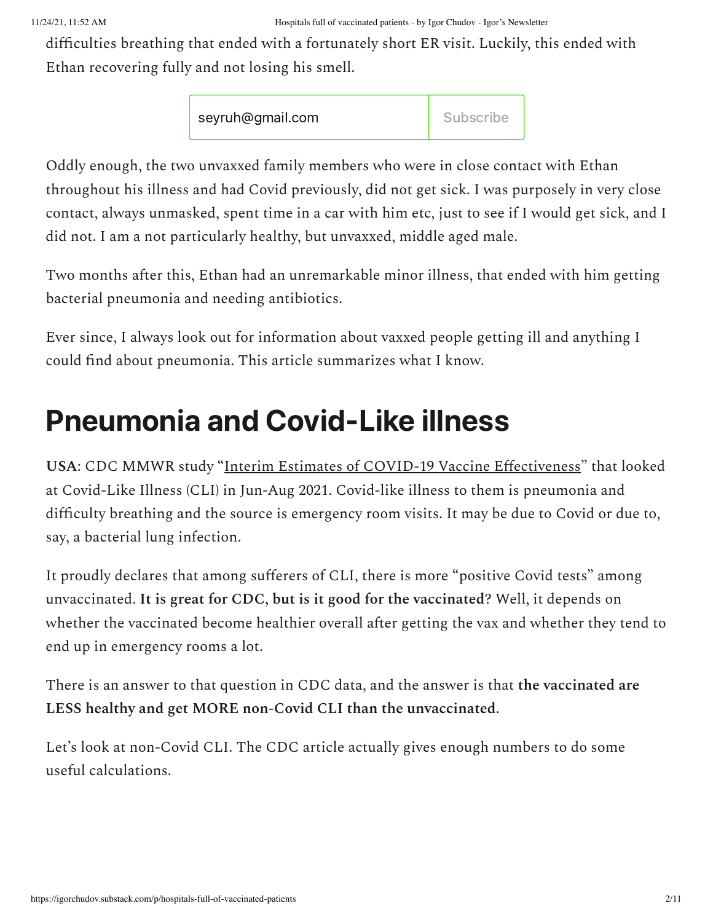difficulties breathing that ended with a fortunately short ER visit. Luckily, this ended with Ethan recovering fully and not losing his smell.

seyruh@gmail.com Subscribe

Oddly enough, the two unvaxxed family members who were in close contact with Ethan throughout his illness and had Covid previously, did not get sick. I was purposely in very close contact, always unmasked, spent time in a car with him etc, just to see if I would get sick, and I did not. I am a not particularly healthy, but unvaxxed, middle aged male.

Two months after this, Ethan had an unremarkable minor illness, that ended with him getting bacterial pneumonia and needing antibiotics.

Ever since, I always look out for information about vaxxed people getting ill and anything I could find about pneumonia. This article summarizes what I know.

# Pneumonia and Covid-Like illness

**USA**: CDC MMWR study "Interim Estimates of COVID-19 Vaccine Effectiveness" that looked at Covid-Like Illness (CLI) in Jun-Aug 2021. Covid-like illness to them is pneumonia and difficulty breathing and the source is emergency room visits. It may be due to Covid or due to, say, a bacterial lung infection.

It proudly declares that among sufferers of CLI, there is more "positive Covid tests" among unvaccinated. **It is great for CDC, but is it good for the vaccinated**? Well, it depends on whether the vaccinated become healthier overall after getting the vax and whether they tend to end up in emergency rooms a lot.

There is an answer to that question in CDC data, and the answer is that **the vaccinated are LESS healthy and get MORE non-Covid CLI than the unvaccinated**.

Let's look at non-Covid CLI. The CDC article actually gives enough numbers to do some useful calculations.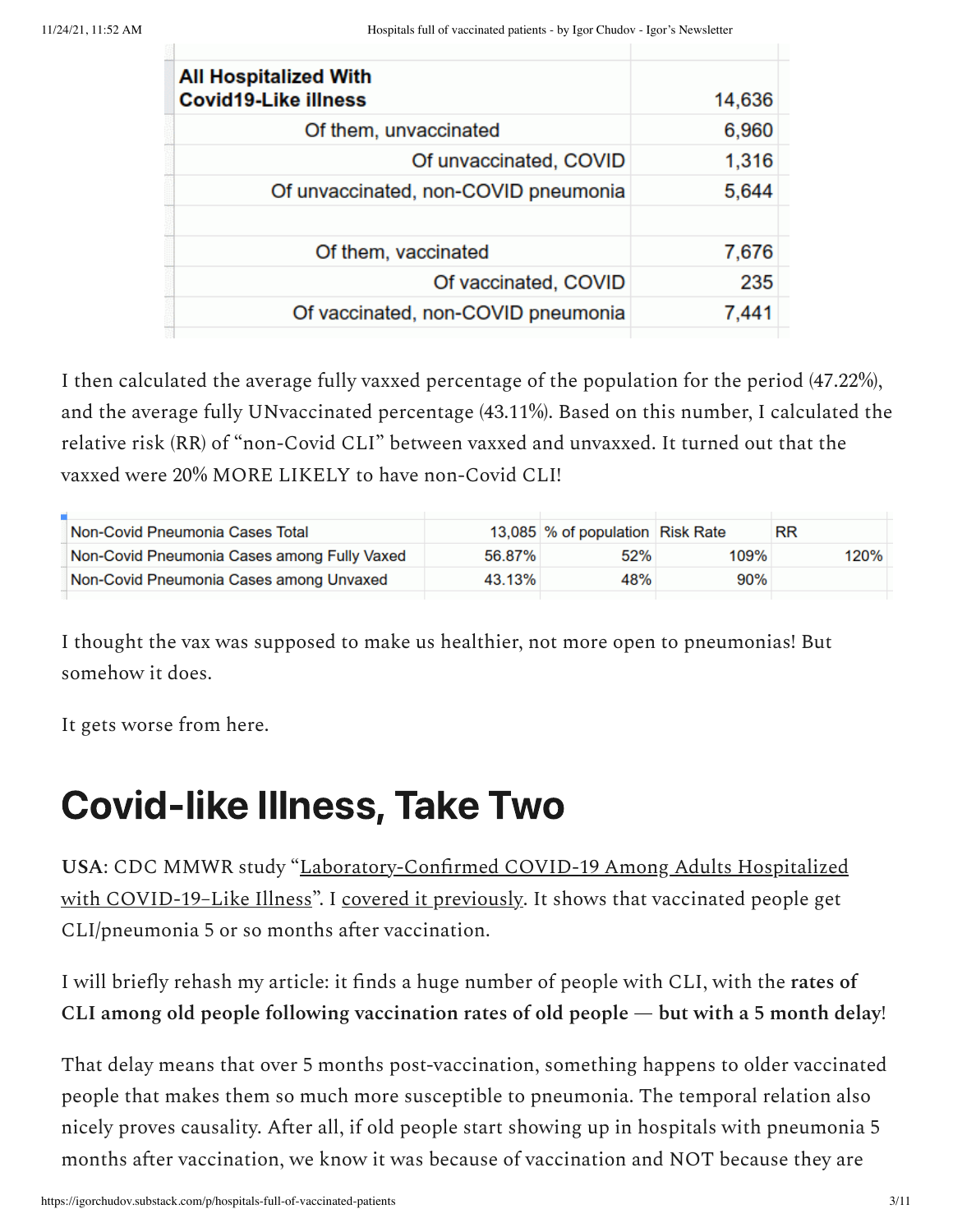| All Hospitalized With Covid19-Like illness | 14,636 |
| --- | --- |
| Of them, unvaccinated | 6,960 |
| Of unvaccinated, COVID | 1,316 |
| Of unvaccinated, non-COVID pneumonia | 5,644 |
| | |
| Of them, vaccinated | 7,676 |
| Of vaccinated, COVID | 235 |
| Of vaccinated, non-COVID pneumonia | 7,441 |

I then calculated the average fully vaxxed percentage of the population for the period (47.22%), and the average fully UNvaccinated percentage (43.11%). Based on this number, I calculated the relative risk (RR) of "non-Covid CLI" between vaxxed and unvaxxed. It turned out that the vaxxed were 20% MORE LIKELY to have non-Covid CLI!

| Non-Covid Pneumonia Cases Total | 13,085 | % of population | Risk Rate | RR |
| --- | --- | --- | --- | --- |
| Non-Covid Pneumonia Cases among Fully Vaxed | 56.87% | 52% | 109% | 120% |
| Non-Covid Pneumonia Cases among Unvaxed | 43.13% | 48% | 90% | |

I thought the vax was supposed to make us healthier, not more open to pneumonias! But somehow it does.

It gets worse from here.

# Covid-like Illness, Take Two

**USA**: CDC MMWR study "Laboratory-Confirmed COVID-19 Among Adults Hospitalized with COVID-19–Like Illness". I covered it previously. It shows that vaccinated people get CLI/pneumonia 5 or so months after vaccination.

I will briefly rehash my article: it finds a huge number of people with CLI, with the **rates of CLI among old people following vaccination rates of old people — but with a 5 month delay**!

That delay means that over 5 months post-vaccination, something happens to older vaccinated people that makes them so much more susceptible to pneumonia. The temporal relation also nicely proves causality. After all, if old people start showing up in hospitals with pneumonia 5 months after vaccination, we know it was because of vaccination and NOT because they are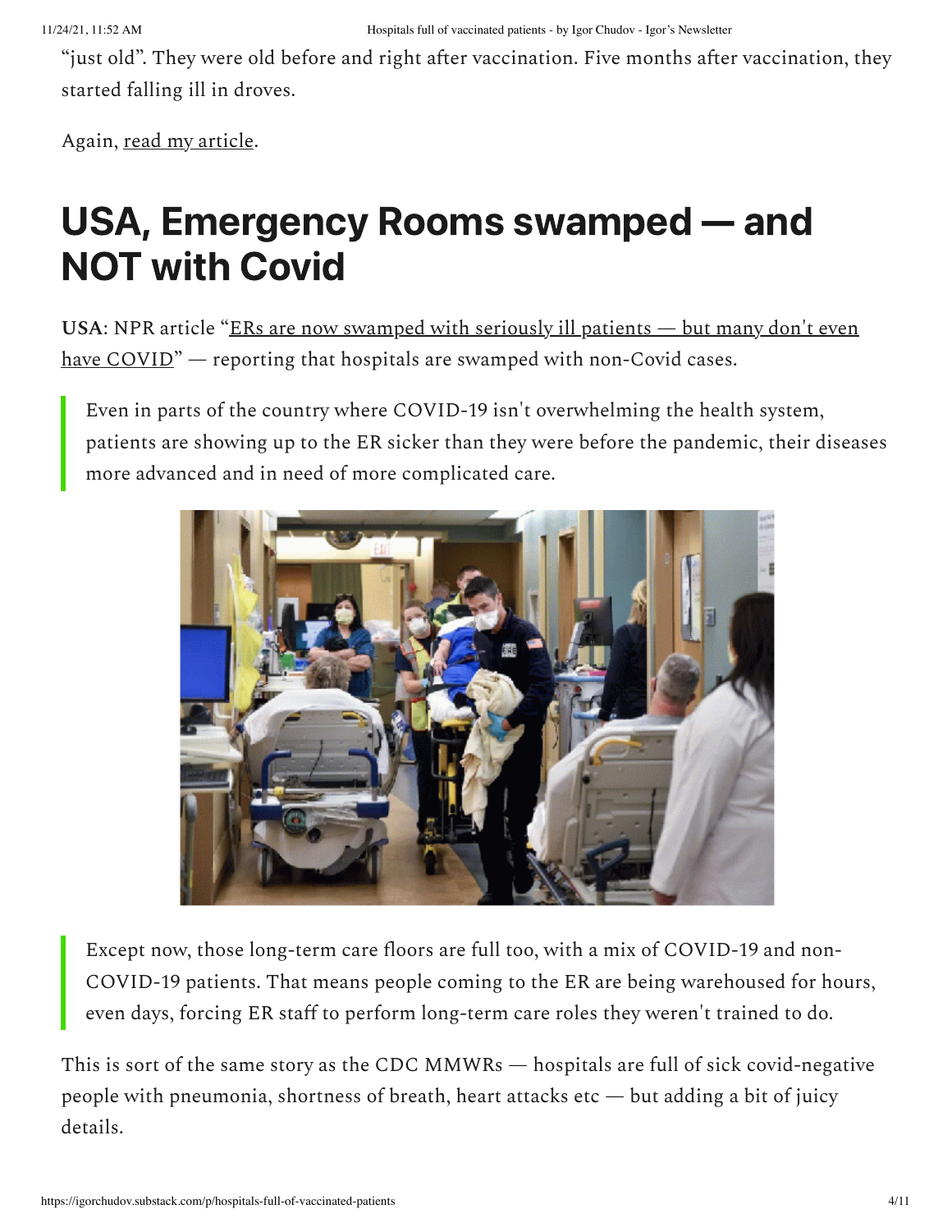"just old". They were old before and right after vaccination. Five months after vaccination, they started falling ill in droves.

Again, read my article.

## USA, Emergency Rooms swamped — and NOT with Covid

**USA**: NPR article "ERs are now swamped with seriously ill patients — but many don't even have COVID" — reporting that hospitals are swamped with non-Covid cases.

> Even in parts of the country where COVID-19 isn't overwhelming the health system, patients are showing up to the ER sicker than they were before the pandemic, their diseases more advanced and in need of more complicated care.

> Except now, those long-term care floors are full too, with a mix of COVID-19 and non-COVID-19 patients. That means people coming to the ER are being warehoused for hours, even days, forcing ER staff to perform long-term care roles they weren't trained to do.

This is sort of the same story as the CDC MMWRs — hospitals are full of sick covid-negative people with pneumonia, shortness of breath, heart attacks etc — but adding a bit of juicy details.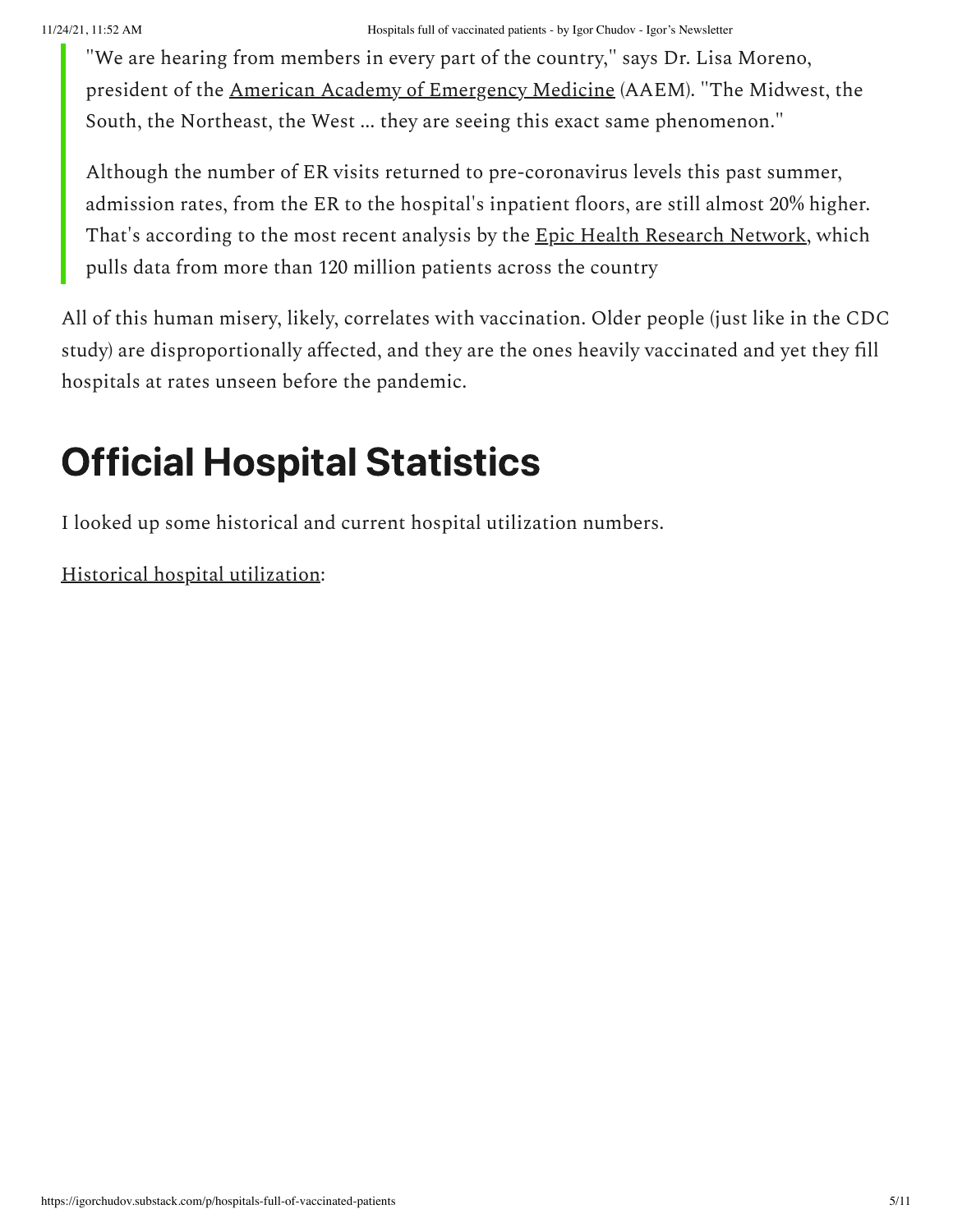> "We are hearing from members in every part of the country," says Dr. Lisa Moreno, president of the American Academy of Emergency Medicine (AAEM). "The Midwest, the South, the Northeast, the West ... they are seeing this exact same phenomenon."
>
> Although the number of ER visits returned to pre-coronavirus levels this past summer, admission rates, from the ER to the hospital's inpatient floors, are still almost 20% higher. That's according to the most recent analysis by the Epic Health Research Network, which pulls data from more than 120 million patients across the country

All of this human misery, likely, correlates with vaccination. Older people (just like in the CDC study) are disproportionally affected, and they are the ones heavily vaccinated and yet they fill hospitals at rates unseen before the pandemic.

# Official Hospital Statistics

I looked up some historical and current hospital utilization numbers.

Historical hospital utilization: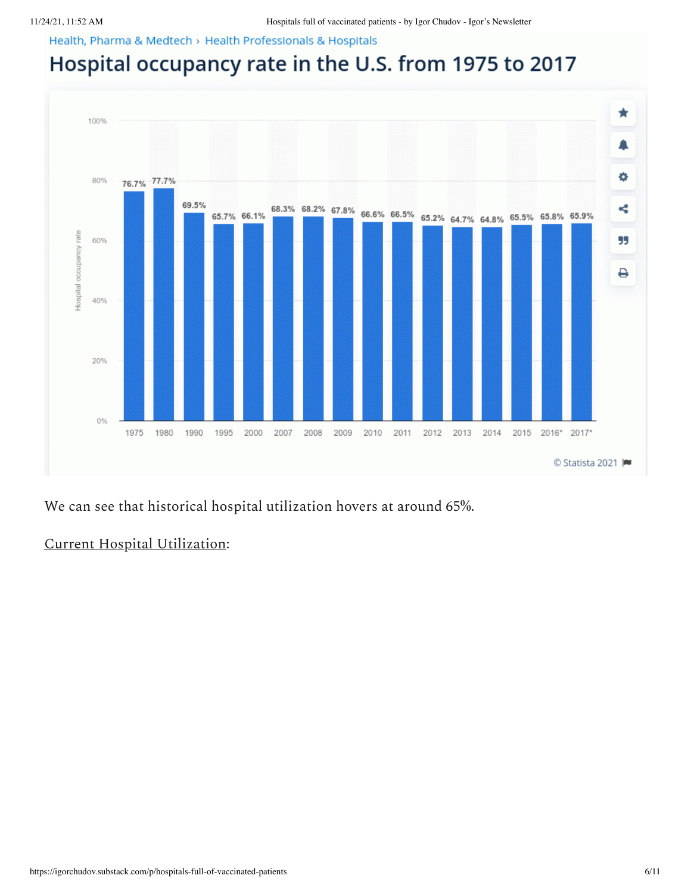Health, Pharma & Medtech › Health Professionals & Hospitals

## Hospital occupancy rate in the U.S. from 1975 to 2017

| Year | Hospital occupancy rate |
|---|---|
| 1975 | 76.7% |
| 1980 | 77.7% |
| 1990 | 69.5% |
| 1995 | 65.7% |
| 2000 | 66.1% |
| 2007 | 68.3% |
| 2008 | 68.2% |
| 2009 | 67.8% |
| 2010 | 66.6% |
| 2011 | 66.5% |
| 2012 | 65.2% |
| 2013 | 64.7% |
| 2014 | 64.8% |
| 2015 | 65.5% |
| 2016* | 65.8% |
| 2017* | 65.9% |

© Statista 2021

We can see that historical hospital utilization hovers at around 65%.

Current Hospital Utilization: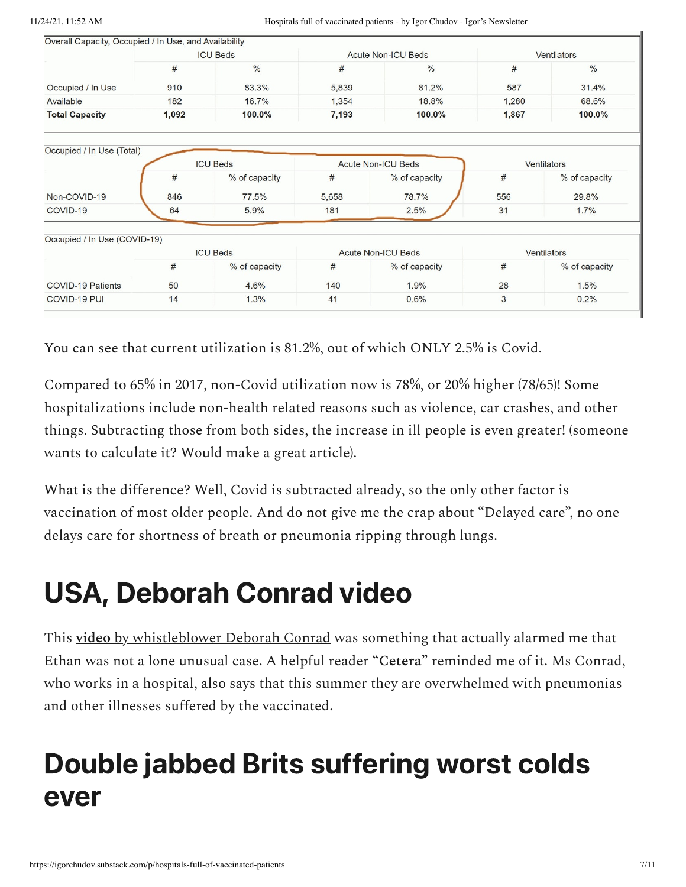| Overall Capacity, Occupied / In Use, and Availability | ICU Beds | | Acute Non-ICU Beds | | Ventilators | |
|---|---|---|---|---|---|---|
| | # | % | # | % | # | % |
| Occupied / In Use | 910 | 83.3% | 5,839 | 81.2% | 587 | 31.4% |
| Available | 182 | 16.7% | 1,354 | 18.8% | 1,280 | 68.6% |
| **Total Capacity** | **1,092** | **100.0%** | **7,193** | **100.0%** | **1,867** | **100.0%** |

| Occupied / In Use (Total) | ICU Beds | | Acute Non-ICU Beds | | Ventilators | |
|---|---|---|---|---|---|---|
| | # | % of capacity | # | % of capacity | # | % of capacity |
| Non-COVID-19 | 846 | 77.5% | 5,658 | 78.7% | 556 | 29.8% |
| COVID-19 | 64 | 5.9% | 181 | 2.5% | 31 | 1.7% |

| Occupied / In Use (COVID-19) | ICU Beds | | Acute Non-ICU Beds | | Ventilators | |
|---|---|---|---|---|---|---|
| | # | % of capacity | # | % of capacity | # | % of capacity |
| COVID-19 Patients | 50 | 4.6% | 140 | 1.9% | 28 | 1.5% |
| COVID-19 PUI | 14 | 1.3% | 41 | 0.6% | 3 | 0.2% |

You can see that current utilization is 81.2%, out of which ONLY 2.5% is Covid.

Compared to 65% in 2017, non-Covid utilization now is 78%, or 20% higher (78/65)! Some hospitalizations include non-health related reasons such as violence, car crashes, and other things. Subtracting those from both sides, the increase in ill people is even greater! (someone wants to calculate it? Would make a great article).

What is the difference? Well, Covid is subtracted already, so the only other factor is vaccination of most older people. And do not give me the crap about "Delayed care", no one delays care for shortness of breath or pneumonia ripping through lungs.

## USA, Deborah Conrad video

This **video** by whistleblower Deborah Conrad was something that actually alarmed me that Ethan was not a lone unusual case. A helpful reader "**Cetera**" reminded me of it. Ms Conrad, who works in a hospital, also says that this summer they are overwhelmed with pneumonias and other illnesses suffered by the vaccinated.

## Double jabbed Brits suffering worst colds ever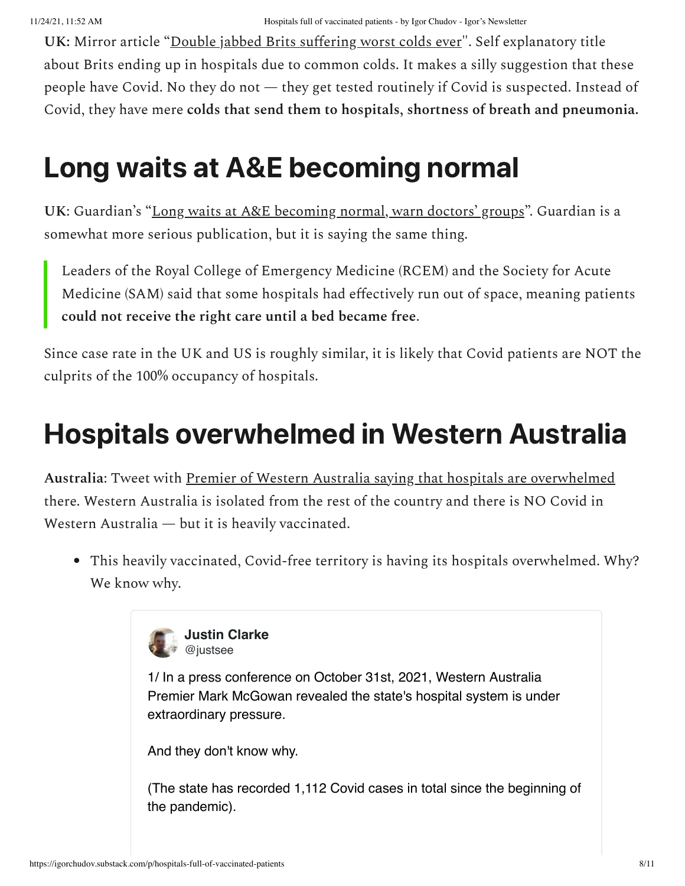**UK:** Mirror article "Double jabbed Brits suffering worst colds ever". Self explanatory title about Brits ending up in hospitals due to common colds. It makes a silly suggestion that these people have Covid. No they do not — they get tested routinely if Covid is suspected. Instead of Covid, they have mere **colds that send them to hospitals, shortness of breath and pneumonia.**

# Long waits at A&E becoming normal

**UK**: Guardian's "Long waits at A&E becoming normal, warn doctors' groups". Guardian is a somewhat more serious publication, but it is saying the same thing.

> Leaders of the Royal College of Emergency Medicine (RCEM) and the Society for Acute Medicine (SAM) said that some hospitals had effectively run out of space, meaning patients **could not receive the right care until a bed became free**.

Since case rate in the UK and US is roughly similar, it is likely that Covid patients are NOT the culprits of the 100% occupancy of hospitals.

# Hospitals overwhelmed in Western Australia

**Australia**: Tweet with Premier of Western Australia saying that hospitals are overwhelmed there. Western Australia is isolated from the rest of the country and there is NO Covid in Western Australia — but it is heavily vaccinated.

- This heavily vaccinated, Covid-free territory is having its hospitals overwhelmed. Why? We know why.

> **Justin Clarke**
> @justsee
>
> 1/ In a press conference on October 31st, 2021, Western Australia Premier Mark McGowan revealed the state's hospital system is under extraordinary pressure.
>
> And they don't know why.
>
> (The state has recorded 1,112 Covid cases in total since the beginning of the pandemic).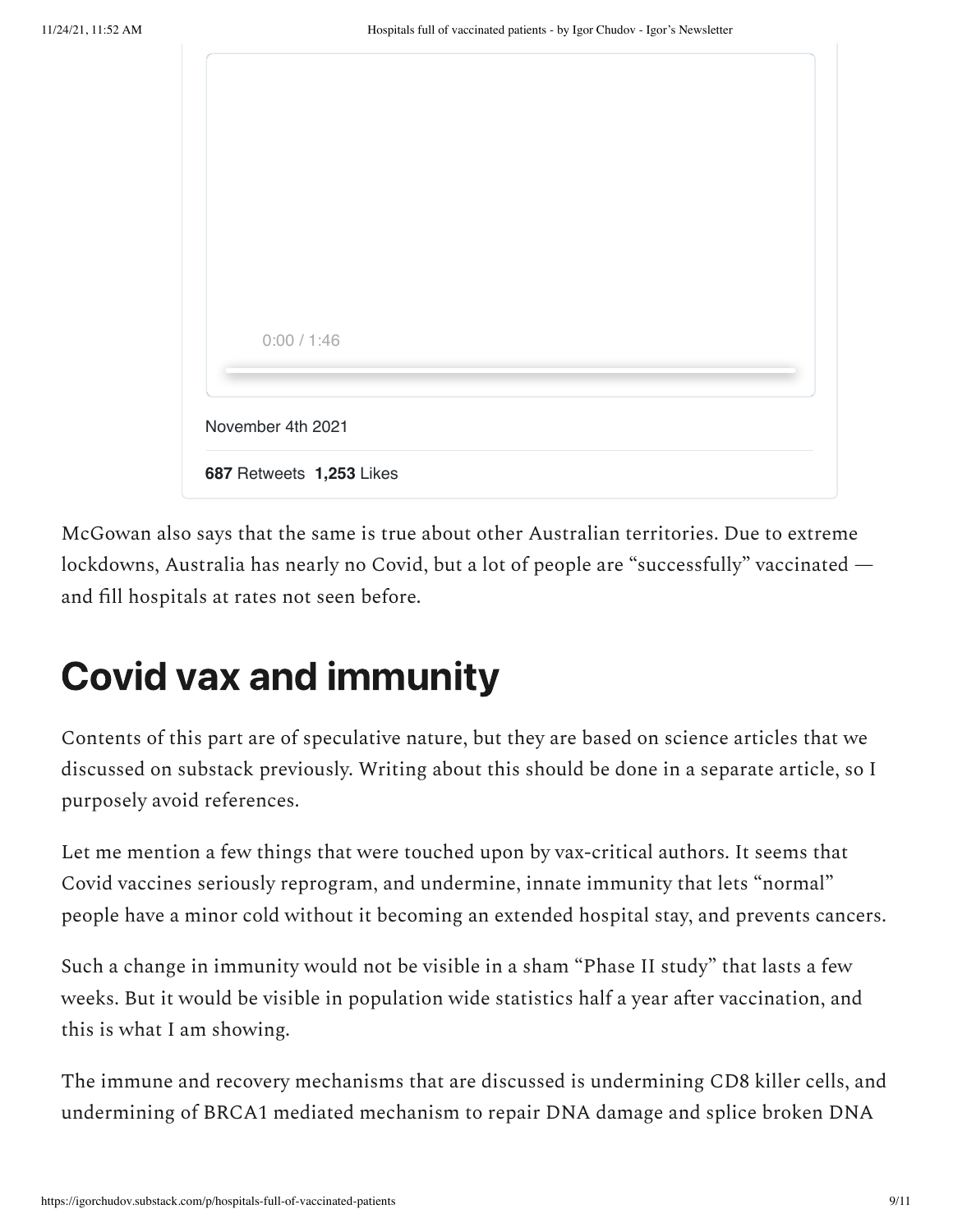0:00 / 1:46

November 4th 2021

**687** Retweets **1,253** Likes

McGowan also says that the same is true about other Australian territories. Due to extreme lockdowns, Australia has nearly no Covid, but a lot of people are "successfully" vaccinated — and fill hospitals at rates not seen before.

## Covid vax and immunity

Contents of this part are of speculative nature, but they are based on science articles that we discussed on substack previously. Writing about this should be done in a separate article, so I purposely avoid references.

Let me mention a few things that were touched upon by vax-critical authors. It seems that Covid vaccines seriously reprogram, and undermine, innate immunity that lets "normal" people have a minor cold without it becoming an extended hospital stay, and prevents cancers.

Such a change in immunity would not be visible in a sham "Phase II study" that lasts a few weeks. But it would be visible in population wide statistics half a year after vaccination, and this is what I am showing.

The immune and recovery mechanisms that are discussed is undermining CD8 killer cells, and undermining of BRCA1 mediated mechanism to repair DNA damage and splice broken DNA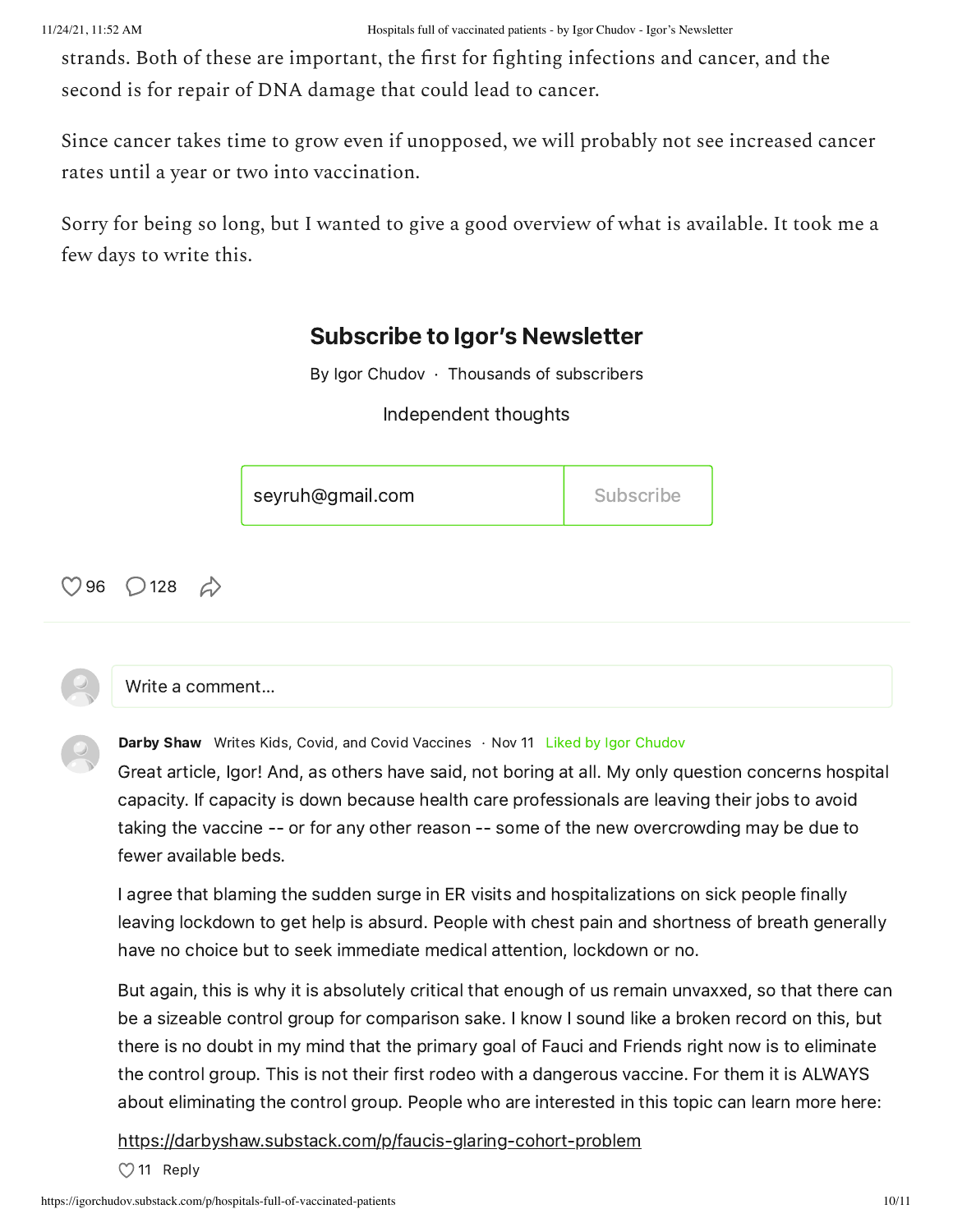strands. Both of these are important, the first for fighting infections and cancer, and the second is for repair of DNA damage that could lead to cancer.

Since cancer takes time to grow even if unopposed, we will probably not see increased cancer rates until a year or two into vaccination.

Sorry for being so long, but I wanted to give a good overview of what is available. It took me a few days to write this.

## Subscribe to Igor's Newsletter

By Igor Chudov · Thousands of subscribers

Independent thoughts

seyruh@gmail.com Subscribe

96 128

Write a comment...

**Darby Shaw** Writes Kids, Covid, and Covid Vaccines · Nov 11 Liked by Igor Chudov

Great article, Igor! And, as others have said, not boring at all. My only question concerns hospital capacity. If capacity is down because health care professionals are leaving their jobs to avoid taking the vaccine -- or for any other reason -- some of the new overcrowding may be due to fewer available beds.

I agree that blaming the sudden surge in ER visits and hospitalizations on sick people finally leaving lockdown to get help is absurd. People with chest pain and shortness of breath generally have no choice but to seek immediate medical attention, lockdown or no.

But again, this is why it is absolutely critical that enough of us remain unvaxxed, so that there can be a sizeable control group for comparison sake. I know I sound like a broken record on this, but there is no doubt in my mind that the primary goal of Fauci and Friends right now is to eliminate the control group. This is not their first rodeo with a dangerous vaccine. For them it is ALWAYS about eliminating the control group. People who are interested in this topic can learn more here:

https://darbyshaw.substack.com/p/faucis-glaring-cohort-problem

11 Reply